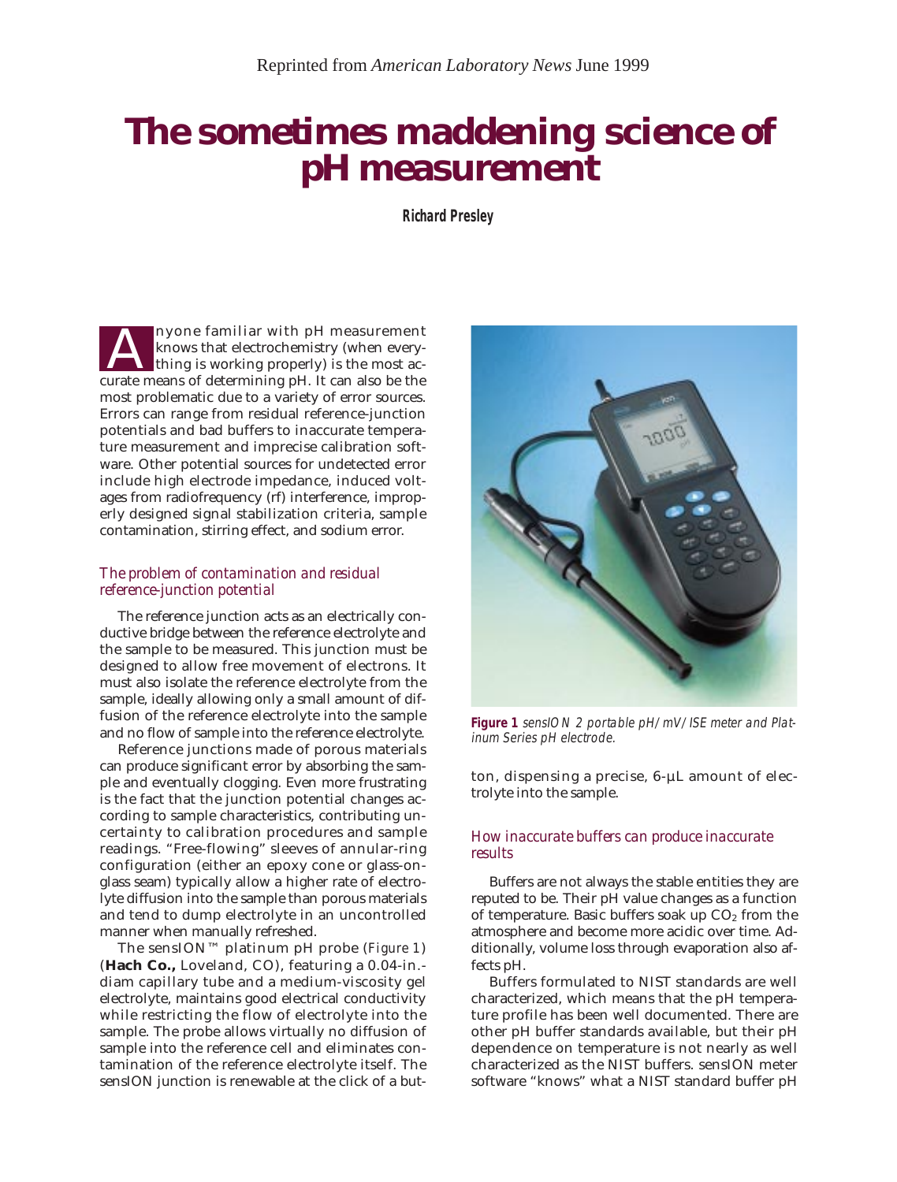Reprinted from *American Laboratory News* June 1999

# The sometimes maddening science of pH measurement

**Richard Presley**

Anyone familiar with pH measurement knows that electrochemistry (when everything is working properly) is the most accurate means of determining pH. It can also be the most problematic due to a variety of error sources. Errors can range from residual reference-junction potentials and bad buffers to inaccurate temperature measurement and imprecise calibration software. Other potential sources for undetected error include high electrode impedance, induced voltages from radiofrequency (rf) interference, improperly designed signal stabilization criteria, sample contamination, stirring effect, and sodium error.

## *The problem of contamination and residual reference-junction potential*

The reference junction acts as an electrically conductive bridge between the reference electrolyte and the sample to be measured. This junction must be designed to allow free movement of electrons. It must also isolate the reference electrolyte from the sample, ideally allowing only a small amount of diffusion of the reference electrolyte into the sample and no flow of sample into the reference electrolyte.

Reference junctions made of porous materials can produce significant error by absorbing the sample and eventually clogging. Even more frustrating is the fact that the junction potential changes according to sample characteristics, contributing uncertainty to calibration procedures and sample readings. "Free-flowing" sleeves of annular-ring configuration (either an epoxy cone or glass-on-glass seam) typically allow a higher rate of electrolyte diffusion into the sample than porous materials and tend to dump electrolyte in an uncontrolled manner when manually refreshed.

The sensION™ platinum pH probe (*Figure 1*) (**Hach Co.,** Loveland, CO), featuring a 0.04-in.-diam capillary tube and a medium-viscosity gel electrolyte, maintains good electrical conductivity while restricting the flow of electrolyte into the sample. The probe allows virtually no diffusion of sample into the reference cell and eliminates contamination of the reference electrolyte itself. The sensION junction is renewable at the click of a button, dispensing a precise, 6-µL amount of electrolyte into the sample.

**Figure 1** *sensION 2 portable pH/mV/ISE meter and Platinum Series pH electrode.*

## *How inaccurate buffers can produce inaccurate results*

Buffers are not always the stable entities they are reputed to be. Their pH value changes as a function of temperature. Basic buffers soak up $CO_2$ from the atmosphere and become more acidic over time. Additionally, volume loss through evaporation also affects pH.

Buffers formulated to NIST standards are well characterized, which means that the pH temperature profile has been well documented. There are other pH buffer standards available, but their pH dependence on temperature is not nearly as well characterized as the NIST buffers. sensION meter software "knows" what a NIST standard buffer pH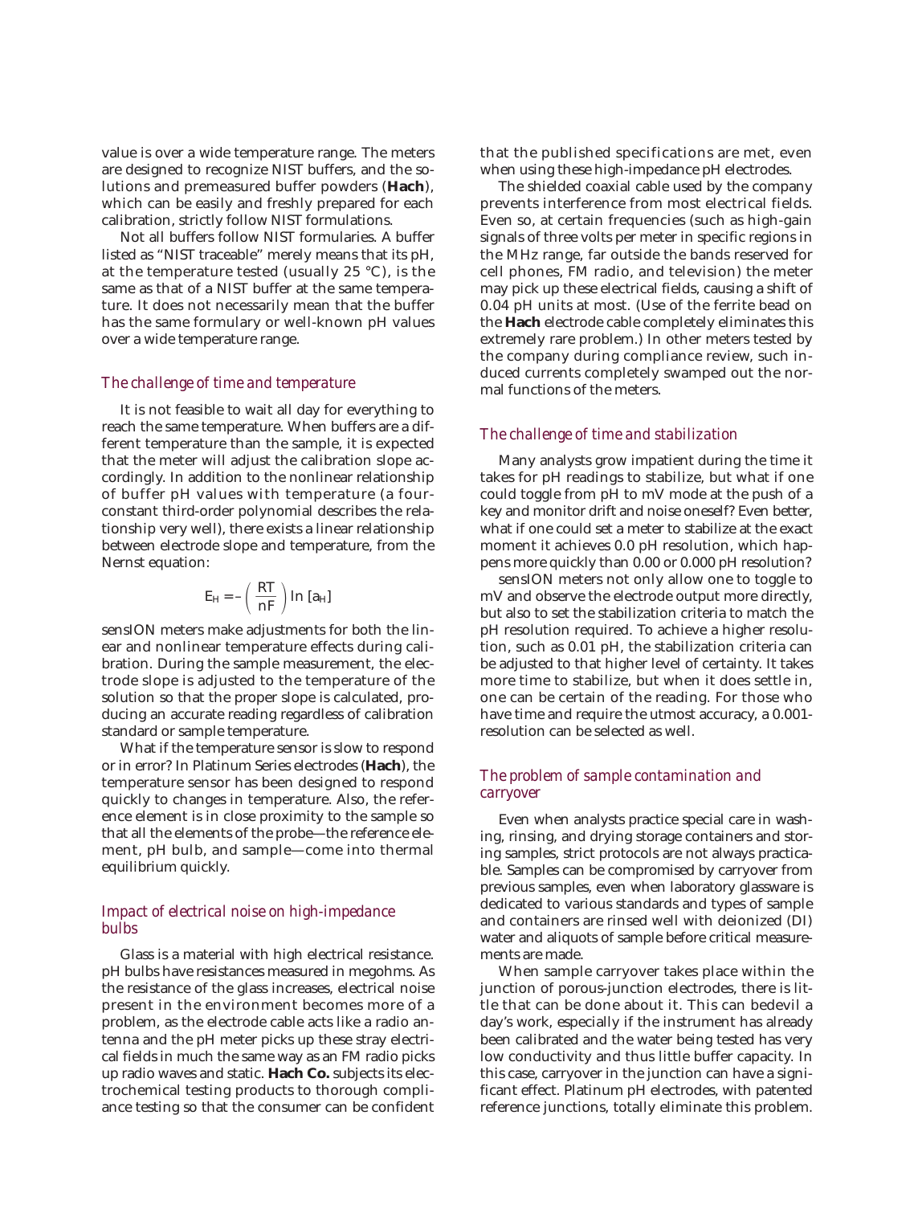value is over a wide temperature range. The meters are designed to recognize NIST buffers, and the solutions and premeasured buffer powders (**Hach**), which can be easily and freshly prepared for each calibration, strictly follow NIST formulations.

Not all buffers follow NIST formularies. A buffer listed as "NIST traceable" merely means that its pH, at the temperature tested (usually 25 °C), is the same as that of a NIST buffer at the same temperature. It does not necessarily mean that the buffer has the same formulary or well-known pH values over a wide temperature range.

### *The challenge of time and temperature*

It is not feasible to wait all day for everything to reach the same temperature. When buffers are a different temperature than the sample, it is expected that the meter will adjust the calibration slope accordingly. In addition to the nonlinear relationship of buffer pH values with temperature (a four-constant third-order polynomial describes the relationship very well), there exists a linear relationship between electrode slope and temperature, from the Nernst equation:

$$E_H = -\left(\frac{RT}{nF}\right) \ln\,[a_H]$$

sensION meters make adjustments for both the linear and nonlinear temperature effects during calibration. During the sample measurement, the electrode slope is adjusted to the temperature of the solution so that the proper slope is calculated, producing an accurate reading regardless of calibration standard or sample temperature.

What if the temperature sensor is slow to respond or in error? In Platinum Series electrodes (**Hach**), the temperature sensor has been designed to respond quickly to changes in temperature. Also, the reference element is in close proximity to the sample so that all the elements of the probe—the reference element, pH bulb, and sample—come into thermal equilibrium quickly.

### *Impact of electrical noise on high-impedance bulbs*

Glass is a material with high electrical resistance. pH bulbs have resistances measured in megohms. As the resistance of the glass increases, electrical noise present in the environment becomes more of a problem, as the electrode cable acts like a radio antenna and the pH meter picks up these stray electrical fields in much the same way as an FM radio picks up radio waves and static. **Hach Co.** subjects its electrochemical testing products to thorough compliance testing so that the consumer can be confident that the published specifications are met, even when using these high-impedance pH electrodes.

The shielded coaxial cable used by the company prevents interference from most electrical fields. Even so, at certain frequencies (such as high-gain signals of three volts per meter in specific regions in the MHz range, far outside the bands reserved for cell phones, FM radio, and television) the meter may pick up these electrical fields, causing a shift of 0.04 pH units at most. (Use of the ferrite bead on the **Hach** electrode cable completely eliminates this extremely rare problem.) In other meters tested by the company during compliance review, such induced currents completely swamped out the normal functions of the meters.

### *The challenge of time and stabilization*

Many analysts grow impatient during the time it takes for pH readings to stabilize, but what if one could toggle from pH to mV mode at the push of a key and monitor drift and noise oneself? Even better, what if one could set a meter to stabilize at the exact moment it achieves 0.0 pH resolution, which happens more quickly than 0.00 or 0.000 pH resolution?

sensION meters not only allow one to toggle to mV and observe the electrode output more directly, but also to set the stabilization criteria to match the pH resolution required. To achieve a higher resolution, such as 0.01 pH, the stabilization criteria can be adjusted to that higher level of certainty. It takes more time to stabilize, but when it does settle in, one can be certain of the reading. For those who have time and require the utmost accuracy, a 0.001-resolution can be selected as well.

### *The problem of sample contamination and carryover*

Even when analysts practice special care in washing, rinsing, and drying storage containers and storing samples, strict protocols are not always practicable. Samples can be compromised by carryover from previous samples, even when laboratory glassware is dedicated to various standards and types of sample and containers are rinsed well with deionized (DI) water and aliquots of sample before critical measurements are made.

When sample carryover takes place within the junction of porous-junction electrodes, there is little that can be done about it. This can bedevil a day's work, especially if the instrument has already been calibrated and the water being tested has very low conductivity and thus little buffer capacity. In this case, carryover in the junction can have a significant effect. Platinum pH electrodes, with patented reference junctions, totally eliminate this problem.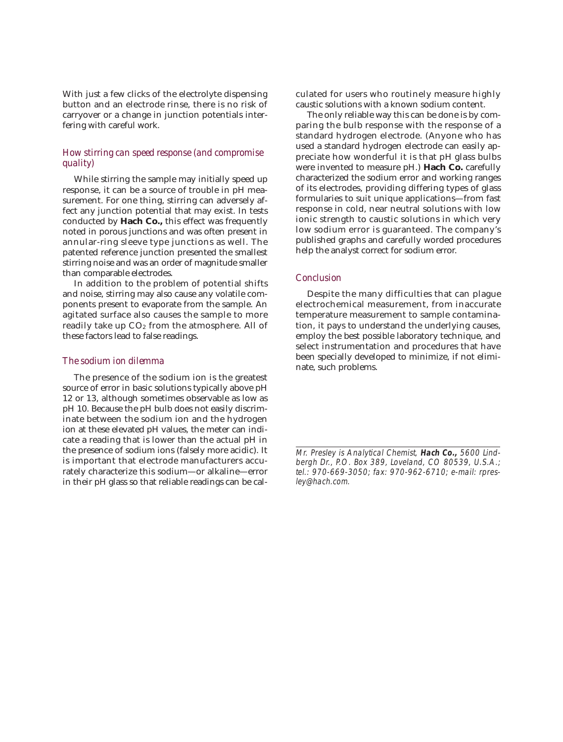With just a few clicks of the electrolyte dispensing button and an electrode rinse, there is no risk of carryover or a change in junction potentials interfering with careful work.

### *How stirring can speed response (and compromise quality)*

While stirring the sample may initially speed up response, it can be a source of trouble in pH measurement. For one thing, stirring can adversely affect any junction potential that may exist. In tests conducted by **Hach Co.,** this effect was frequently noted in porous junctions and was often present in annular-ring sleeve type junctions as well. The patented reference junction presented the smallest stirring noise and was an order of magnitude smaller than comparable electrodes.

In addition to the problem of potential shifts and noise, stirring may also cause any volatile components present to evaporate from the sample. An agitated surface also causes the sample to more readily take up $CO_2$ from the atmosphere. All of these factors lead to false readings.

### *The sodium ion dilemma*

The presence of the sodium ion is the greatest source of error in basic solutions typically above pH 12 or 13, although sometimes observable as low as pH 10. Because the pH bulb does not easily discriminate between the sodium ion and the hydrogen ion at these elevated pH values, the meter can indicate a reading that is lower than the actual pH in the presence of sodium ions (falsely more acidic). It is important that electrode manufacturers accurately characterize this sodium—or alkaline—error in their pH glass so that reliable readings can be calculated for users who routinely measure highly caustic solutions with a known sodium content.

The only reliable way this can be done is by comparing the bulb response with the response of a standard hydrogen electrode. (Anyone who has used a standard hydrogen electrode can easily appreciate how wonderful it is that pH glass bulbs were invented to measure pH.) **Hach Co.** carefully characterized the sodium error and working ranges of its electrodes, providing differing types of glass formularies to suit unique applications—from fast response in cold, near neutral solutions with low ionic strength to caustic solutions in which very low sodium error is guaranteed. The company's published graphs and carefully worded procedures help the analyst correct for sodium error.

### *Conclusion*

Despite the many difficulties that can plague electrochemical measurement, from inaccurate temperature measurement to sample contamination, it pays to understand the underlying causes, employ the best possible laboratory technique, and select instrumentation and procedures that have been specially developed to minimize, if not eliminate, such problems.

---

*Mr. Presley is Analytical Chemist,* ***Hach Co.,*** *5600 Lindbergh Dr., P.O. Box 389, Loveland, CO 80539, U.S.A.; tel.: 970-669-3050; fax: 970-962-6710; e-mail: rpresley@hach.com.*